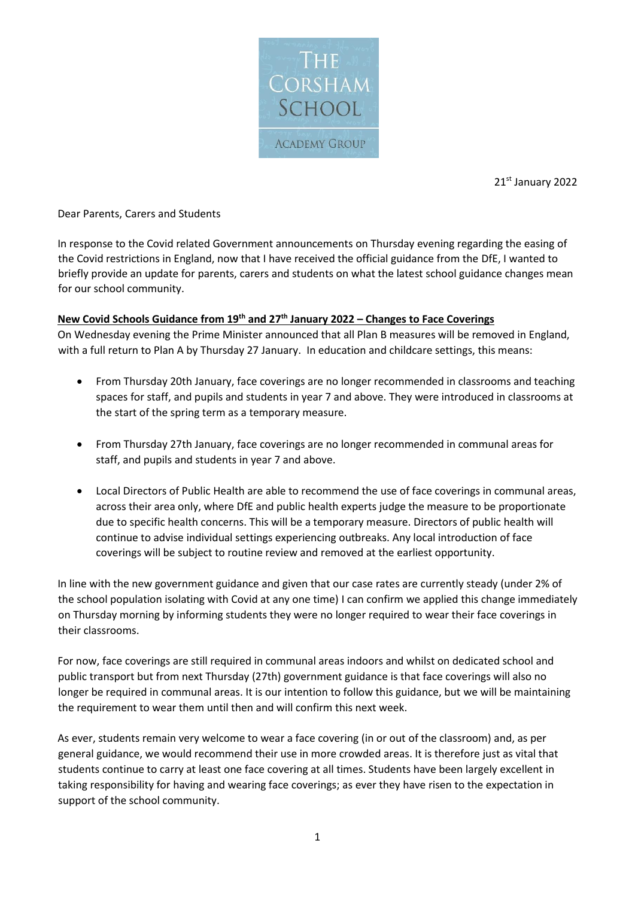THE CORSHAM SCHOOL

ACADEMY GROUP

21st January 2022

Dear Parents, Carers and Students

In response to the Covid related Government announcements on Thursday evening regarding the easing of the Covid restrictions in England, now that I have received the official guidance from the DfE, I wanted to briefly provide an update for parents, carers and students on what the latest school guidance changes mean for our school community.

**New Covid Schools Guidance from 19th and 27th January 2022 – Changes to Face Coverings**

On Wednesday evening the Prime Minister announced that all Plan B measures will be removed in England, with a full return to Plan A by Thursday 27 January. In education and childcare settings, this means:

- From Thursday 20th January, face coverings are no longer recommended in classrooms and teaching spaces for staff, and pupils and students in year 7 and above. They were introduced in classrooms at the start of the spring term as a temporary measure.

- From Thursday 27th January, face coverings are no longer recommended in communal areas for staff, and pupils and students in year 7 and above.

- Local Directors of Public Health are able to recommend the use of face coverings in communal areas, across their area only, where DfE and public health experts judge the measure to be proportionate due to specific health concerns. This will be a temporary measure. Directors of public health will continue to advise individual settings experiencing outbreaks. Any local introduction of face coverings will be subject to routine review and removed at the earliest opportunity.

In line with the new government guidance and given that our case rates are currently steady (under 2% of the school population isolating with Covid at any one time) I can confirm we applied this change immediately on Thursday morning by informing students they were no longer required to wear their face coverings in their classrooms.

For now, face coverings are still required in communal areas indoors and whilst on dedicated school and public transport but from next Thursday (27th) government guidance is that face coverings will also no longer be required in communal areas. It is our intention to follow this guidance, but we will be maintaining the requirement to wear them until then and will confirm this next week.

As ever, students remain very welcome to wear a face covering (in or out of the classroom) and, as per general guidance, we would recommend their use in more crowded areas. It is therefore just as vital that students continue to carry at least one face covering at all times. Students have been largely excellent in taking responsibility for having and wearing face coverings; as ever they have risen to the expectation in support of the school community.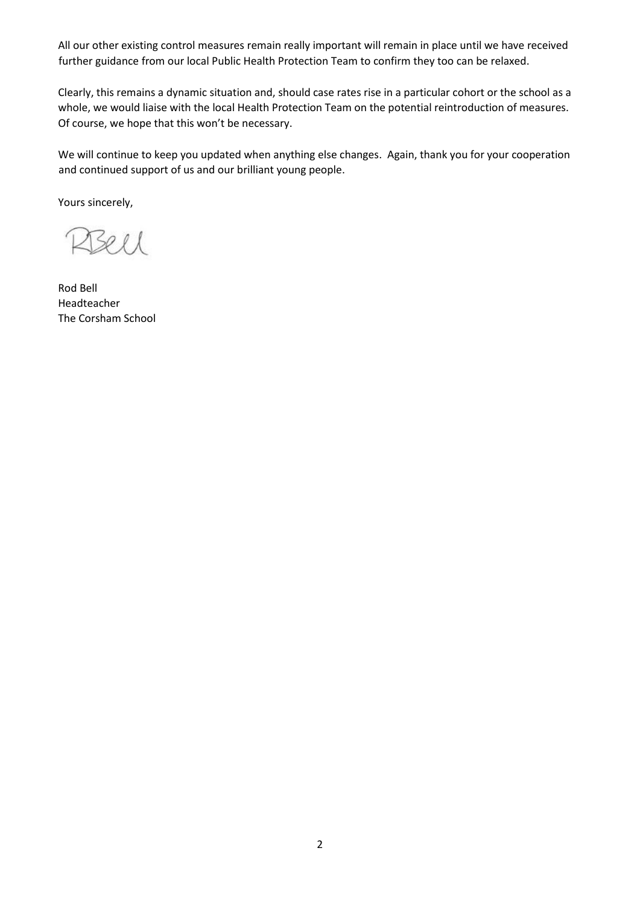All our other existing control measures remain really important will remain in place until we have received further guidance from our local Public Health Protection Team to confirm they too can be relaxed.

Clearly, this remains a dynamic situation and, should case rates rise in a particular cohort or the school as a whole, we would liaise with the local Health Protection Team on the potential reintroduction of measures. Of course, we hope that this won't be necessary.

We will continue to keep you updated when anything else changes. Again, thank you for your cooperation and continued support of us and our brilliant young people.

Yours sincerely,

RBell

Rod Bell  
Headteacher  
The Corsham School